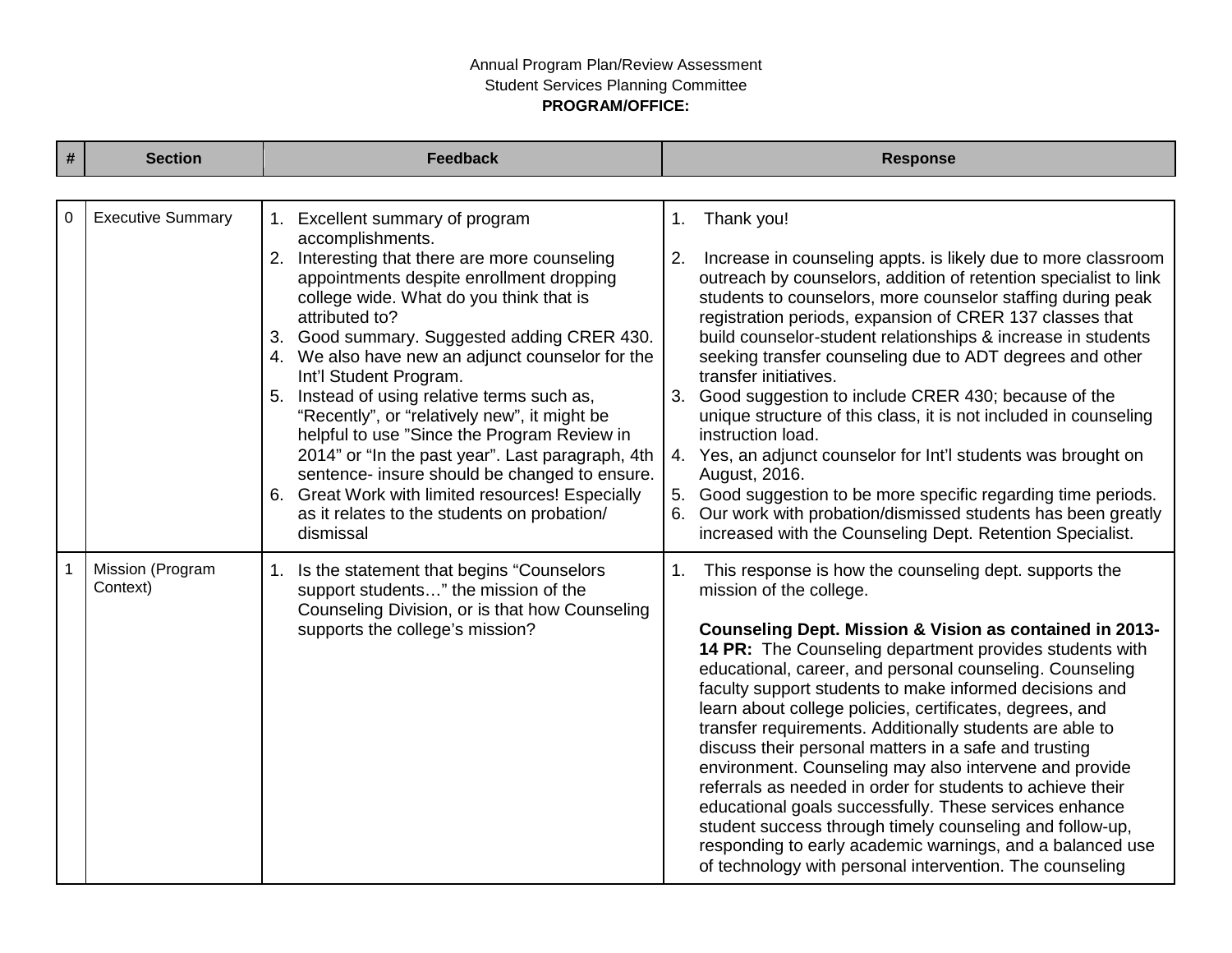Annual Program Plan/Review Assessment

Student Services Planning Committee

**PROGRAM/OFFICE:**

| # | Section | Feedback | Response |
|---|---|---|---|
| 0 | Executive Summary | 1. Excellent summary of program accomplishments.<br>2. Interesting that there are more counseling appointments despite enrollment dropping college wide. What do you think that is attributed to?<br>3. Good summary. Suggested adding CRER 430.<br>4. We also have new an adjunct counselor for the Int'l Student Program.<br>5. Instead of using relative terms such as, "Recently", or "relatively new", it might be helpful to use "Since the Program Review in 2014" or "In the past year". Last paragraph, 4th sentence- insure should be changed to ensure.<br>6. Great Work with limited resources! Especially as it relates to the students on probation/ dismissal | 1. Thank you!<br>2. Increase in counseling appts. is likely due to more classroom outreach by counselors, addition of retention specialist to link students to counselors, more counselor staffing during peak registration periods, expansion of CRER 137 classes that build counselor-student relationships & increase in students seeking transfer counseling due to ADT degrees and other transfer initiatives.<br>3. Good suggestion to include CRER 430; because of the unique structure of this class, it is not included in counseling instruction load.<br>4. Yes, an adjunct counselor for Int'l students was brought on August, 2016.<br>5. Good suggestion to be more specific regarding time periods.<br>6. Our work with probation/dismissed students has been greatly increased with the Counseling Dept. Retention Specialist. |
| 1 | Mission (Program Context) | 1. Is the statement that begins "Counselors support students…" the mission of the Counseling Division, or is that how Counseling supports the college's mission? | 1. This response is how the counseling dept. supports the mission of the college.<br><br>**Counseling Dept. Mission & Vision as contained in 2013-14 PR:** The Counseling department provides students with educational, career, and personal counseling. Counseling faculty support students to make informed decisions and learn about college policies, certificates, degrees, and transfer requirements. Additionally students are able to discuss their personal matters in a safe and trusting environment. Counseling may also intervene and provide referrals as needed in order for students to achieve their educational goals successfully. These services enhance student success through timely counseling and follow-up, responding to early academic warnings, and a balanced use of technology with personal intervention. The counseling |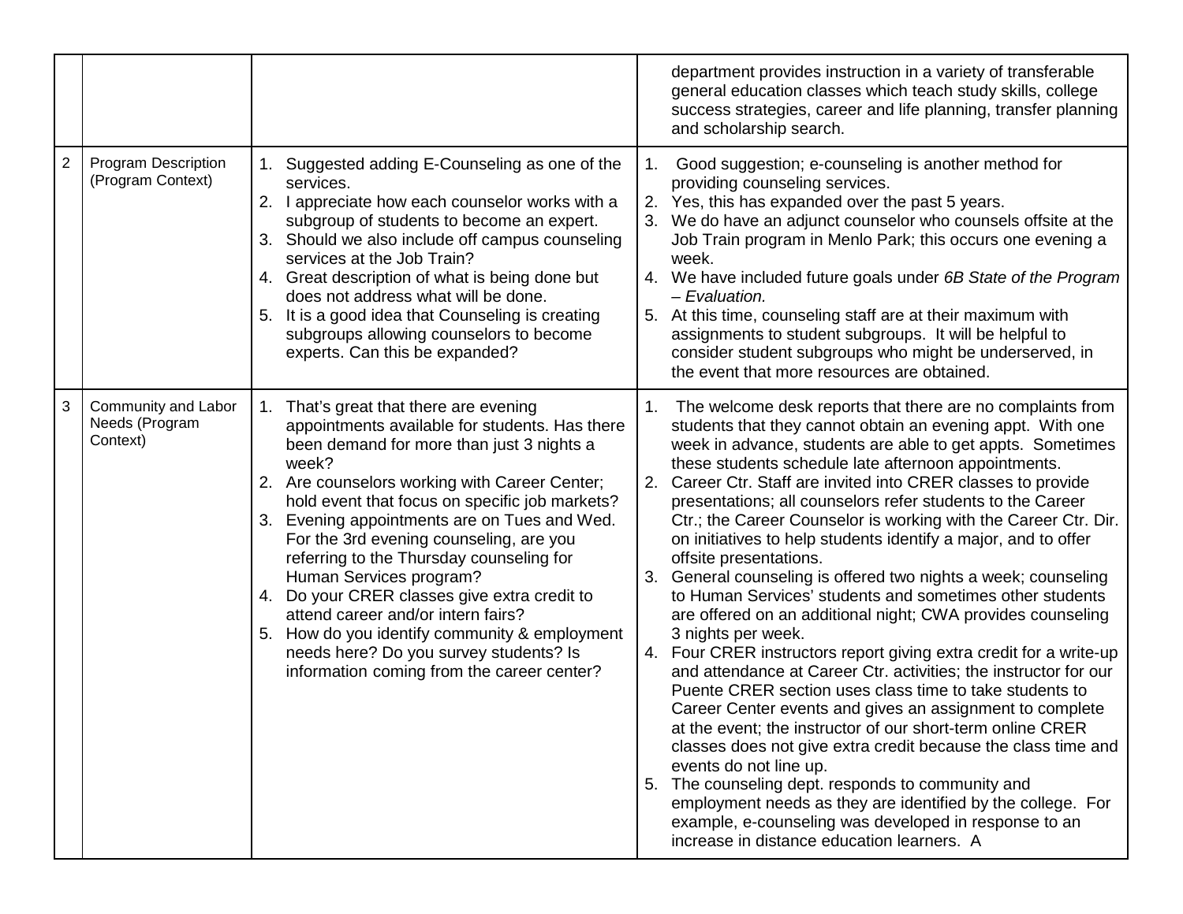| | | | |
|---|---|---|---|
| | | | department provides instruction in a variety of transferable general education classes which teach study skills, college success strategies, career and life planning, transfer planning and scholarship search. |
| 2 | Program Description (Program Context) | 1. Suggested adding E-Counseling as one of the services.<br>2. I appreciate how each counselor works with a subgroup of students to become an expert.<br>3. Should we also include off campus counseling services at the Job Train?<br>4. Great description of what is being done but does not address what will be done.<br>5. It is a good idea that Counseling is creating subgroups allowing counselors to become experts. Can this be expanded? | 1. Good suggestion; e-counseling is another method for providing counseling services.<br>2. Yes, this has expanded over the past 5 years.<br>3. We do have an adjunct counselor who counsels offsite at the Job Train program in Menlo Park; this occurs one evening a week.<br>4. We have included future goals under *6B State of the Program – Evaluation.*<br>5. At this time, counseling staff are at their maximum with assignments to student subgroups. It will be helpful to consider student subgroups who might be underserved, in the event that more resources are obtained. |
| 3 | Community and Labor Needs (Program Context) | 1. That's great that there are evening appointments available for students. Has there been demand for more than just 3 nights a week?<br>2. Are counselors working with Career Center; hold event that focus on specific job markets?<br>3. Evening appointments are on Tues and Wed. For the 3rd evening counseling, are you referring to the Thursday counseling for Human Services program?<br>4. Do your CRER classes give extra credit to attend career and/or intern fairs?<br>5. How do you identify community & employment needs here? Do you survey students? Is information coming from the career center? | 1. The welcome desk reports that there are no complaints from students that they cannot obtain an evening appt. With one week in advance, students are able to get appts. Sometimes these students schedule late afternoon appointments.<br>2. Career Ctr. Staff are invited into CRER classes to provide presentations; all counselors refer students to the Career Ctr.; the Career Counselor is working with the Career Ctr. Dir. on initiatives to help students identify a major, and to offer offsite presentations.<br>3. General counseling is offered two nights a week; counseling to Human Services' students and sometimes other students are offered on an additional night; CWA provides counseling 3 nights per week.<br>4. Four CRER instructors report giving extra credit for a write-up and attendance at Career Ctr. activities; the instructor for our Puente CRER section uses class time to take students to Career Center events and gives an assignment to complete at the event; the instructor of our short-term online CRER classes does not give extra credit because the class time and events do not line up.<br>5. The counseling dept. responds to community and employment needs as they are identified by the college. For example, e-counseling was developed in response to an increase in distance education learners. A |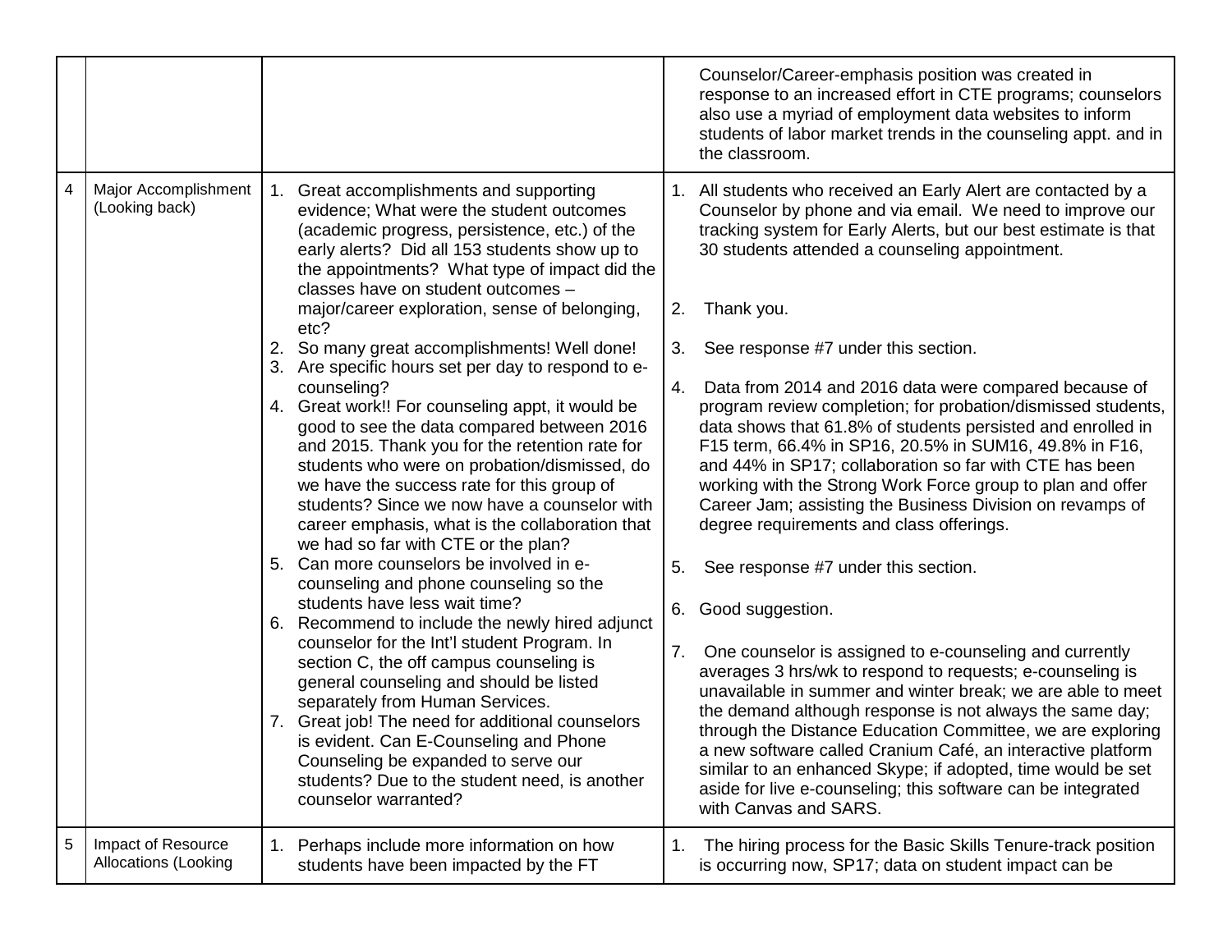| | | | |
|---|---|---|---|
| | | | Counselor/Career-emphasis position was created in response to an increased effort in CTE programs; counselors also use a myriad of employment data websites to inform students of labor market trends in the counseling appt. and in the classroom. |
| 4 | Major Accomplishment (Looking back) | 1. Great accomplishments and supporting evidence; What were the student outcomes (academic progress, persistence, etc.) of the early alerts? Did all 153 students show up to the appointments? What type of impact did the classes have on student outcomes – major/career exploration, sense of belonging, etc?<br>2. So many great accomplishments! Well done!<br>3. Are specific hours set per day to respond to e-counseling?<br>4. Great work!! For counseling appt, it would be good to see the data compared between 2016 and 2015. Thank you for the retention rate for students who were on probation/dismissed, do we have the success rate for this group of students? Since we now have a counselor with career emphasis, what is the collaboration that we had so far with CTE or the plan?<br>5. Can more counselors be involved in e-counseling and phone counseling so the students have less wait time?<br>6. Recommend to include the newly hired adjunct counselor for the Int'l student Program. In section C, the off campus counseling is general counseling and should be listed separately from Human Services.<br>7. Great job! The need for additional counselors is evident. Can E-Counseling and Phone Counseling be expanded to serve our students? Due to the student need, is another counselor warranted? | 1. All students who received an Early Alert are contacted by a Counselor by phone and via email. We need to improve our tracking system for Early Alerts, but our best estimate is that 30 students attended a counseling appointment.<br>2. Thank you.<br>3. See response #7 under this section.<br>4. Data from 2014 and 2016 data were compared because of program review completion; for probation/dismissed students, data shows that 61.8% of students persisted and enrolled in F15 term, 66.4% in SP16, 20.5% in SUM16, 49.8% in F16, and 44% in SP17; collaboration so far with CTE has been working with the Strong Work Force group to plan and offer Career Jam; assisting the Business Division on revamps of degree requirements and class offerings.<br>5. See response #7 under this section.<br>6. Good suggestion.<br>7. One counselor is assigned to e-counseling and currently averages 3 hrs/wk to respond to requests; e-counseling is unavailable in summer and winter break; we are able to meet the demand although response is not always the same day; through the Distance Education Committee, we are exploring a new software called Cranium Café, an interactive platform similar to an enhanced Skype; if adopted, time would be set aside for live e-counseling; this software can be integrated with Canvas and SARS. |
| 5 | Impact of Resource Allocations (Looking | 1. Perhaps include more information on how students have been impacted by the FT | 1. The hiring process for the Basic Skills Tenure-track position is occurring now, SP17; data on student impact can be |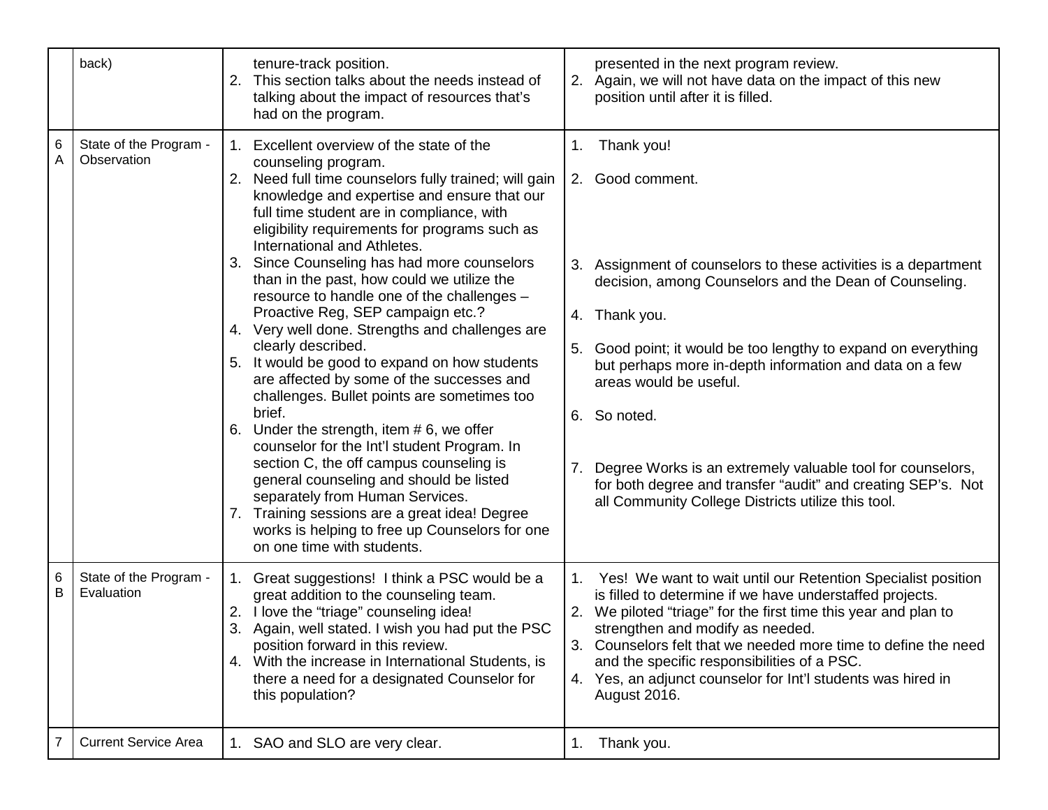| | | | |
|---|---|---|---|
| | back) | tenure-track position.<br>2. This section talks about the needs instead of talking about the impact of resources that's had on the program. | presented in the next program review.<br>2. Again, we will not have data on the impact of this new position until after it is filled. |
| 6 A | State of the Program - Observation | 1. Excellent overview of the state of the counseling program.<br>2. Need full time counselors fully trained; will gain knowledge and expertise and ensure that our full time student are in compliance, with eligibility requirements for programs such as International and Athletes.<br>3. Since Counseling has had more counselors than in the past, how could we utilize the resource to handle one of the challenges – Proactive Reg, SEP campaign etc.?<br>4. Very well done. Strengths and challenges are clearly described.<br>5. It would be good to expand on how students are affected by some of the successes and challenges. Bullet points are sometimes too brief.<br>6. Under the strength, item # 6, we offer counselor for the Int'l student Program. In section C, the off campus counseling is general counseling and should be listed separately from Human Services.<br>7. Training sessions are a great idea! Degree works is helping to free up Counselors for one on one time with students. | 1. Thank you!<br>2. Good comment.<br>3. Assignment of counselors to these activities is a department decision, among Counselors and the Dean of Counseling.<br>4. Thank you.<br>5. Good point; it would be too lengthy to expand on everything but perhaps more in-depth information and data on a few areas would be useful.<br>6. So noted.<br>7. Degree Works is an extremely valuable tool for counselors, for both degree and transfer "audit" and creating SEP's. Not all Community College Districts utilize this tool. |
| 6 B | State of the Program - Evaluation | 1. Great suggestions! I think a PSC would be a great addition to the counseling team.<br>2. I love the "triage" counseling idea!<br>3. Again, well stated. I wish you had put the PSC position forward in this review.<br>4. With the increase in International Students, is there a need for a designated Counselor for this population? | 1. Yes! We want to wait until our Retention Specialist position is filled to determine if we have understaffed projects.<br>2. We piloted "triage" for the first time this year and plan to strengthen and modify as needed.<br>3. Counselors felt that we needed more time to define the need and the specific responsibilities of a PSC.<br>4. Yes, an adjunct counselor for Int'l students was hired in August 2016. |
| 7 | Current Service Area | 1. SAO and SLO are very clear. | 1. Thank you. |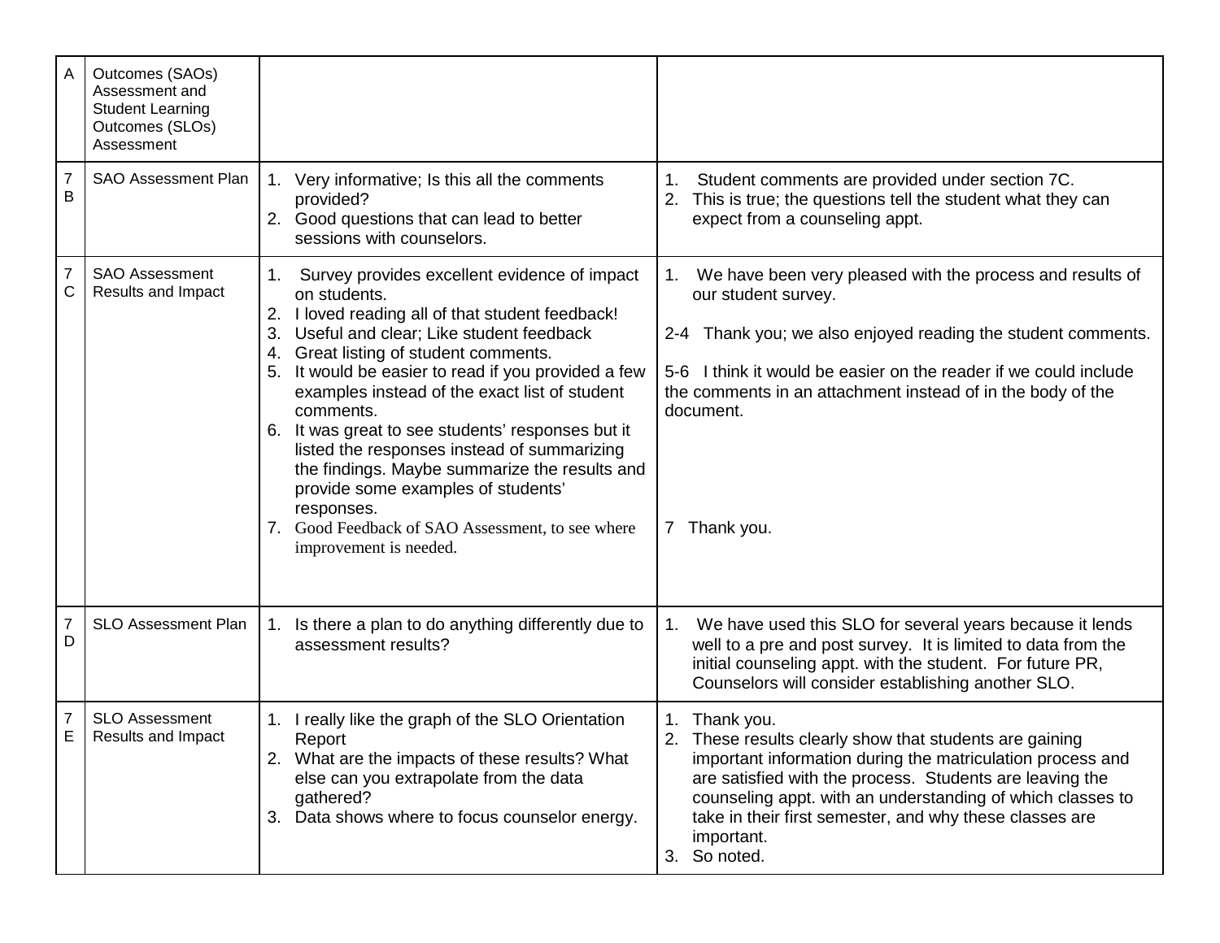| | | | |
|---|---|---|---|
| A | Outcomes (SAOs) Assessment and Student Learning Outcomes (SLOs) Assessment | | |
| 7 B | SAO Assessment Plan | 1. Very informative; Is this all the comments provided?<br>2. Good questions that can lead to better sessions with counselors. | 1. Student comments are provided under section 7C.<br>2. This is true; the questions tell the student what they can expect from a counseling appt. |
| 7 C | SAO Assessment Results and Impact | 1. Survey provides excellent evidence of impact on students.<br>2. I loved reading all of that student feedback!<br>3. Useful and clear; Like student feedback<br>4. Great listing of student comments.<br>5. It would be easier to read if you provided a few examples instead of the exact list of student comments.<br>6. It was great to see students' responses but it listed the responses instead of summarizing the findings. Maybe summarize the results and provide some examples of students' responses.<br>7. Good Feedback of SAO Assessment, to see where improvement is needed. | 1. We have been very pleased with the process and results of our student survey.<br><br>2-4 Thank you; we also enjoyed reading the student comments.<br><br>5-6 I think it would be easier on the reader if we could include the comments in an attachment instead of in the body of the document.<br><br>7 Thank you. |
| 7 D | SLO Assessment Plan | 1. Is there a plan to do anything differently due to assessment results? | 1. We have used this SLO for several years because it lends well to a pre and post survey. It is limited to data from the initial counseling appt. with the student. For future PR, Counselors will consider establishing another SLO. |
| 7 E | SLO Assessment Results and Impact | 1. I really like the graph of the SLO Orientation Report<br>2. What are the impacts of these results? What else can you extrapolate from the data gathered?<br>3. Data shows where to focus counselor energy. | 1. Thank you.<br>2. These results clearly show that students are gaining important information during the matriculation process and are satisfied with the process. Students are leaving the counseling appt. with an understanding of which classes to take in their first semester, and why these classes are important.<br>3. So noted. |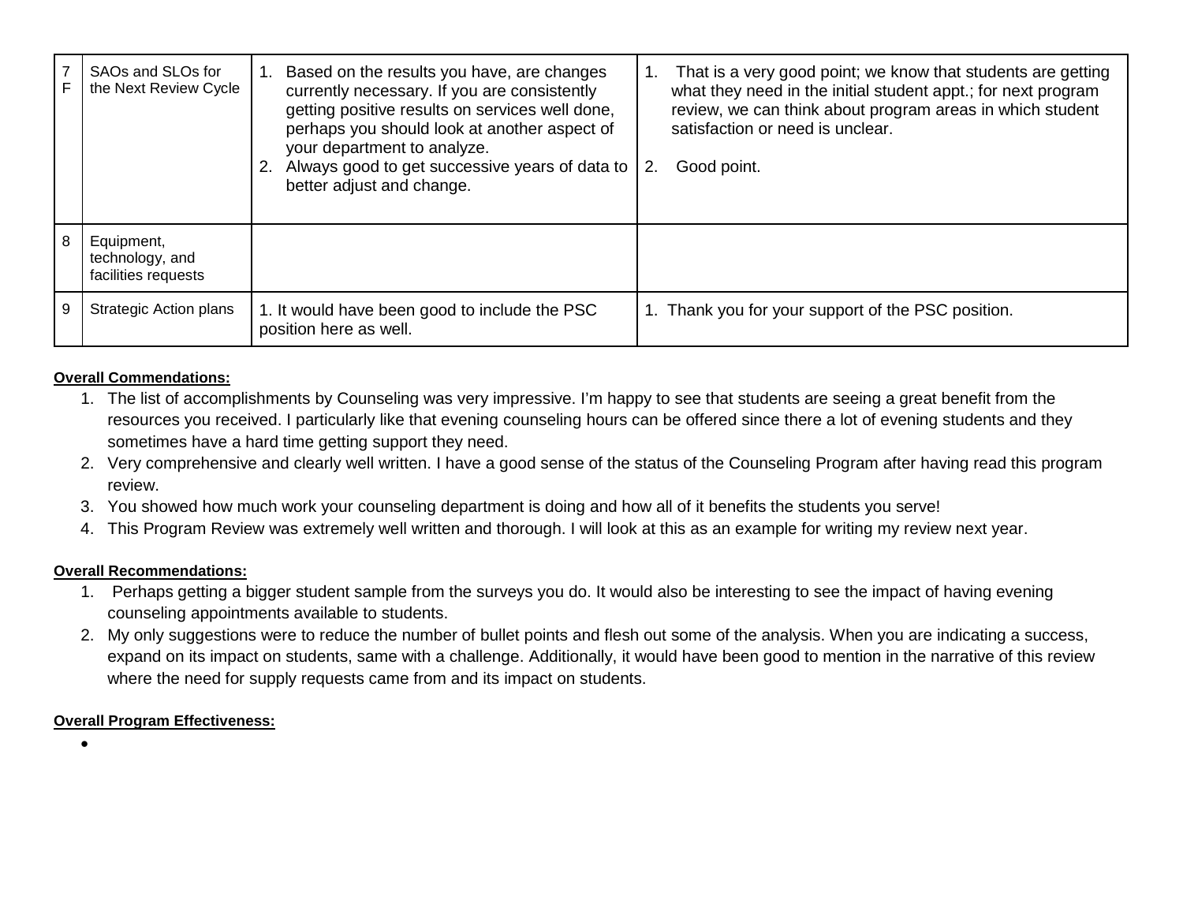| | | | |
|---|---|---|---|
| 7 F | SAOs and SLOs for the Next Review Cycle | 1. Based on the results you have, are changes currently necessary. If you are consistently getting positive results on services well done, perhaps you should look at another aspect of your department to analyze.<br>2. Always good to get successive years of data to better adjust and change. | 1. That is a very good point; we know that students are getting what they need in the initial student appt.; for next program review, we can think about program areas in which student satisfaction or need is unclear.<br>2. Good point. |
| 8 | Equipment, technology, and facilities requests | | |
| 9 | Strategic Action plans | 1. It would have been good to include the PSC position here as well. | 1. Thank you for your support of the PSC position. |

**Overall Commendations:**

1. The list of accomplishments by Counseling was very impressive. I'm happy to see that students are seeing a great benefit from the resources you received. I particularly like that evening counseling hours can be offered since there a lot of evening students and they sometimes have a hard time getting support they need.
2. Very comprehensive and clearly well written. I have a good sense of the status of the Counseling Program after having read this program review.
3. You showed how much work your counseling department is doing and how all of it benefits the students you serve!
4. This Program Review was extremely well written and thorough. I will look at this as an example for writing my review next year.

**Overall Recommendations:**

1. Perhaps getting a bigger student sample from the surveys you do. It would also be interesting to see the impact of having evening counseling appointments available to students.
2. My only suggestions were to reduce the number of bullet points and flesh out some of the analysis. When you are indicating a success, expand on its impact on students, same with a challenge. Additionally, it would have been good to mention in the narrative of this review where the need for supply requests came from and its impact on students.

**Overall Program Effectiveness:**

-